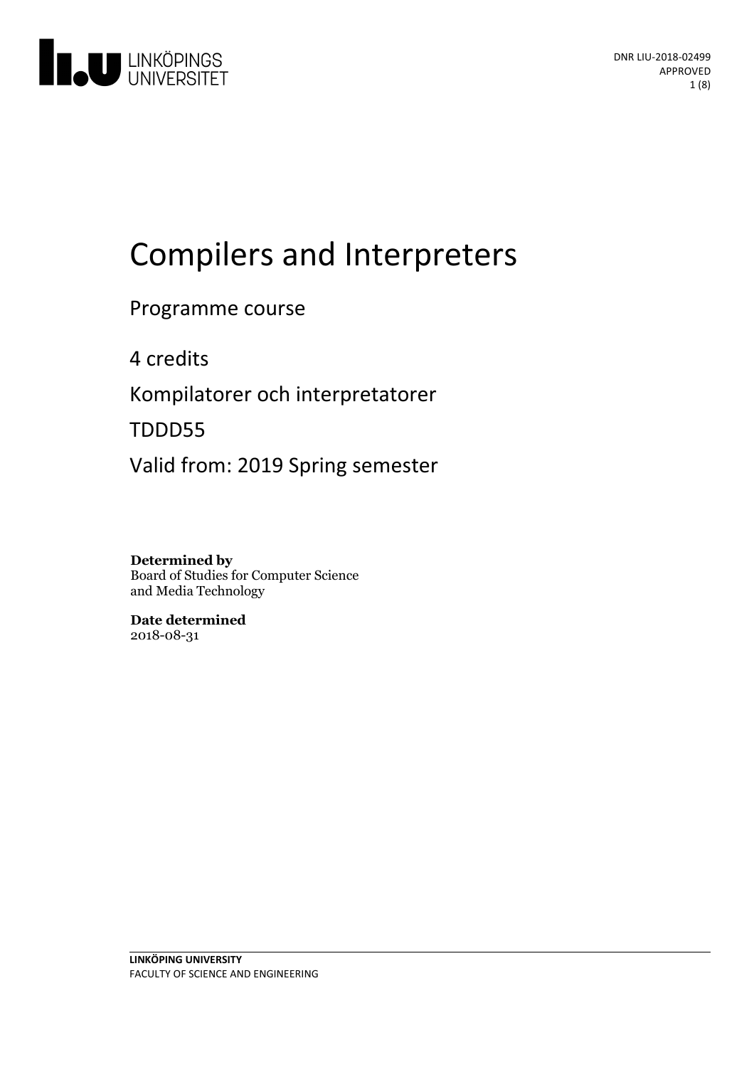DNR LIU-2018-02499
APPROVED

# Compilers and Interpreters

Programme course

4 credits

Kompilatorer och interpretatorer

TDDD55

Valid from: 2019 Spring semester

**Determined by**
Board of Studies for Computer Science and Media Technology

**Date determined**
2018-08-31

**LINKÖPING UNIVERSITY**
FACULTY OF SCIENCE AND ENGINEERING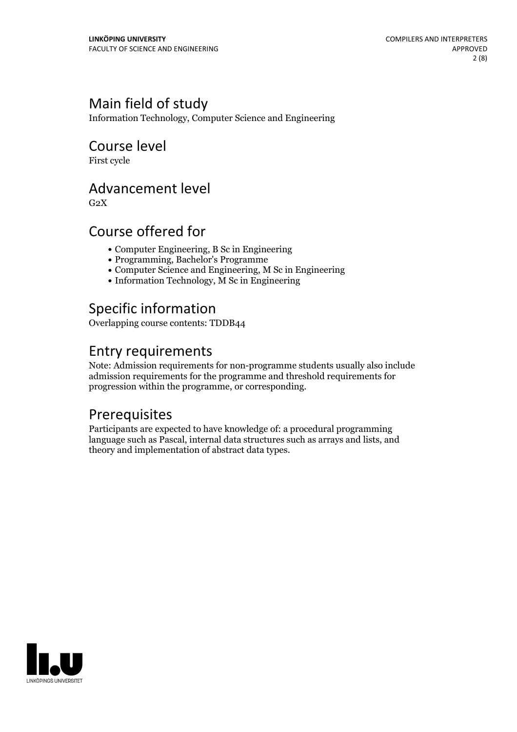## Main field of study

Information Technology, Computer Science and Engineering

## Course level

First cycle

## Advancement level

G2X

## Course offered for

- Computer Engineering, B Sc in Engineering
- Programming, Bachelor's Programme
- Computer Science and Engineering, M Sc in Engineering
- Information Technology, M Sc in Engineering

## Specific information

Overlapping course contents: TDDB44

## Entry requirements

Note: Admission requirements for non-programme students usually also include admission requirements for the programme and threshold requirements for progression within the programme, or corresponding.

## Prerequisites

Participants are expected to have knowledge of: a procedural programming language such as Pascal, internal data structures such as arrays and lists, and theory and implementation of abstract data types.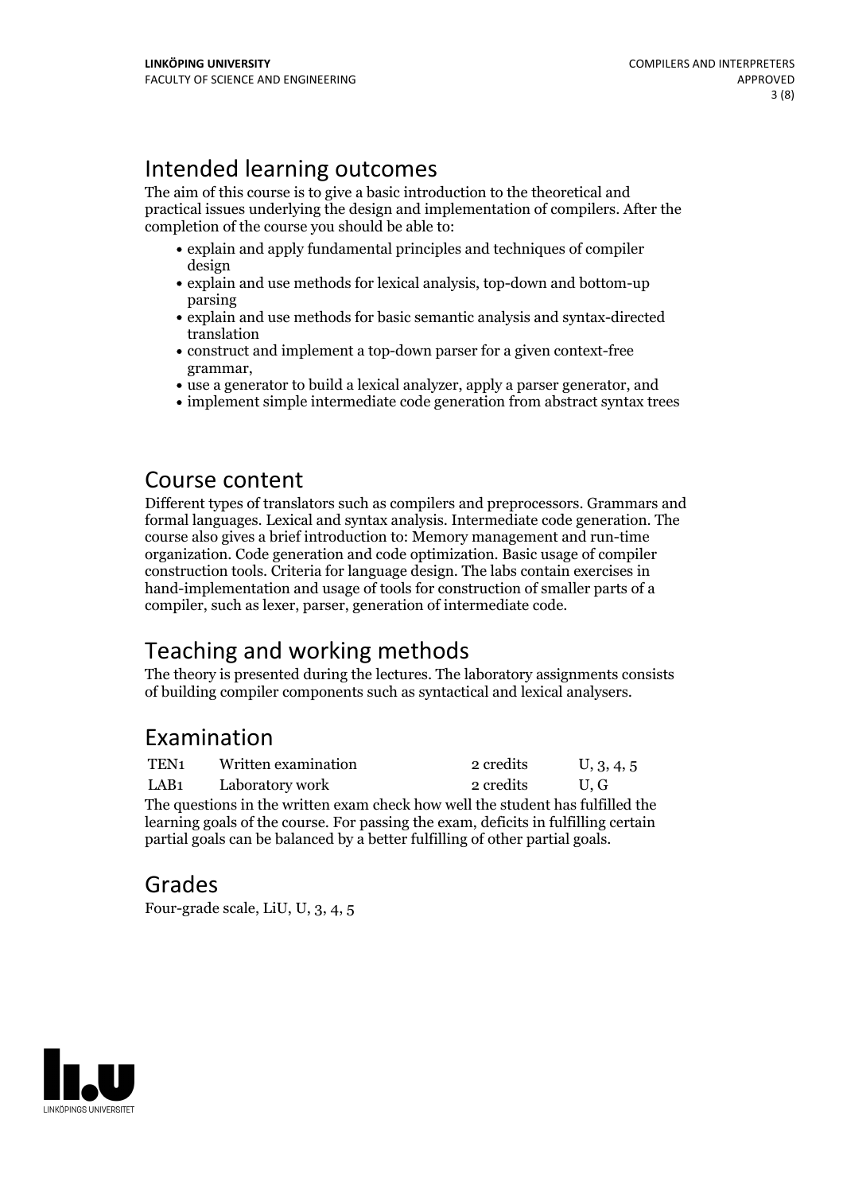## Intended learning outcomes

The aim of this course is to give a basic introduction to the theoretical and practical issues underlying the design and implementation of compilers. After the completion of the course you should be able to:

- explain and apply fundamental principles and techniques of compiler design
- explain and use methods for lexical analysis, top-down and bottom-up parsing
- explain and use methods for basic semantic analysis and syntax-directed translation
- construct and implement a top-down parser for a given context-free grammar,
- use a generator to build a lexical analyzer, apply a parser generator, and
- implement simple intermediate code generation from abstract syntax trees

## Course content

Different types of translators such as compilers and preprocessors. Grammars and formal languages. Lexical and syntax analysis. Intermediate code generation. The course also gives a brief introduction to: Memory management and run-time organization. Code generation and code optimization. Basic usage of compiler construction tools. Criteria for language design. The labs contain exercises in hand-implementation and usage of tools for construction of smaller parts of a compiler, such as lexer, parser, generation of intermediate code.

## Teaching and working methods

The theory is presented during the lectures. The laboratory assignments consists of building compiler components such as syntactical and lexical analysers.

## Examination

| | | | |
|---|---|---|---|
| TEN1 | Written examination | 2 credits | U, 3, 4, 5 |
| LAB1 | Laboratory work | 2 credits | U, G |

The questions in the written exam check how well the student has fulfilled the learning goals of the course. For passing the exam, deficits in fulfilling certain partial goals can be balanced by a better fulfilling of other partial goals.

## Grades

Four-grade scale, LiU, U, 3, 4, 5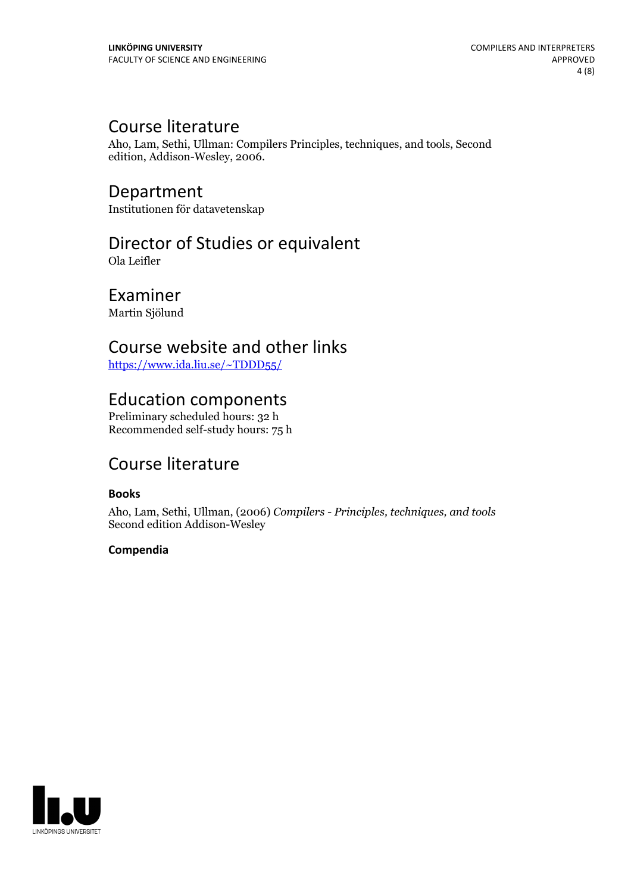# Course literature

Aho, Lam, Sethi, Ullman: Compilers Principles, techniques, and tools, Second edition, Addison-Wesley, 2006.

# Department

Institutionen för datavetenskap

# Director of Studies or equivalent

Ola Leifler

# Examiner

Martin Sjölund

# Course website and other links

[https://www.ida.liu.se/~TDDD55/](https://www.ida.liu.se/~TDDD55/)

# Education components

Preliminary scheduled hours: 32 h
Recommended self-study hours: 75 h

# Course literature

**Books**

Aho, Lam, Sethi, Ullman, (2006) *Compilers - Principles, techniques, and tools* Second edition Addison-Wesley

**Compendia**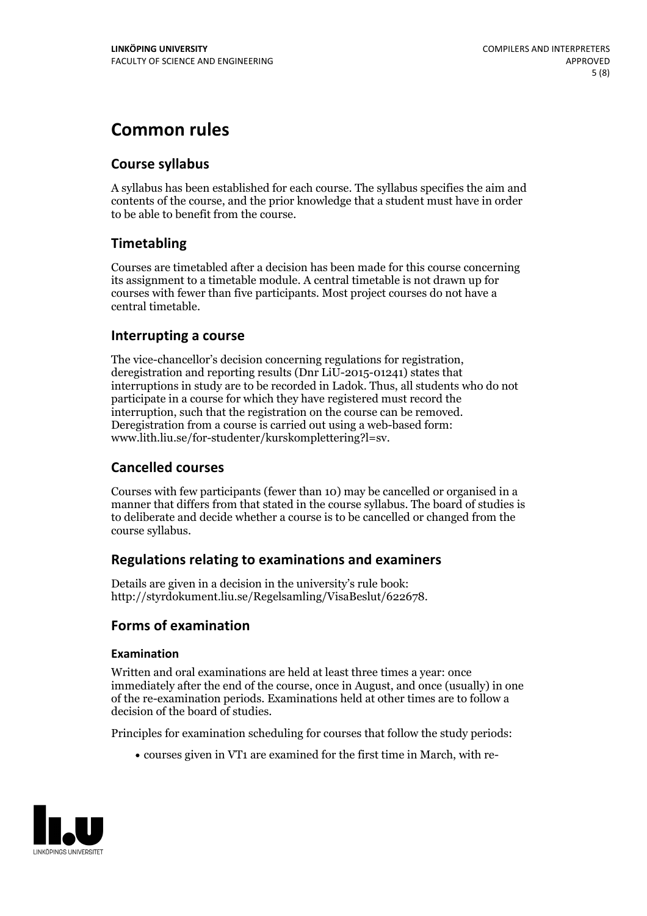# Common rules

## Course syllabus

A syllabus has been established for each course. The syllabus specifies the aim and contents of the course, and the prior knowledge that a student must have in order to be able to benefit from the course.

## Timetabling

Courses are timetabled after a decision has been made for this course concerning its assignment to a timetable module. A central timetable is not drawn up for courses with fewer than five participants. Most project courses do not have a central timetable.

## Interrupting a course

The vice-chancellor's decision concerning regulations for registration, deregistration and reporting results (Dnr LiU-2015-01241) states that interruptions in study are to be recorded in Ladok. Thus, all students who do not participate in a course for which they have registered must record the interruption, such that the registration on the course can be removed. Deregistration from a course is carried out using a web-based form: www.lith.liu.se/for-studenter/kurskomplettering?l=sv.

## Cancelled courses

Courses with few participants (fewer than 10) may be cancelled or organised in a manner that differs from that stated in the course syllabus. The board of studies is to deliberate and decide whether a course is to be cancelled or changed from the course syllabus.

## Regulations relating to examinations and examiners

Details are given in a decision in the university's rule book: http://styrdokument.liu.se/Regelsamling/VisaBeslut/622678.

## Forms of examination

### Examination

Written and oral examinations are held at least three times a year: once immediately after the end of the course, once in August, and once (usually) in one of the re-examination periods. Examinations held at other times are to follow a decision of the board of studies.

Principles for examination scheduling for courses that follow the study periods:

- courses given in VT1 are examined for the first time in March, with re-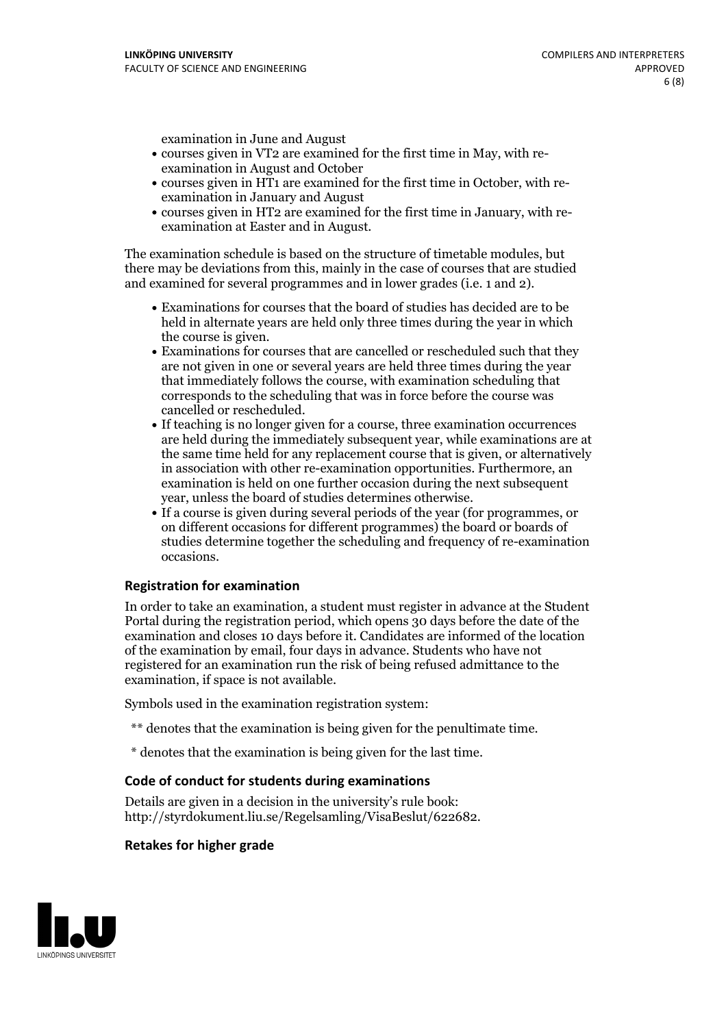examination in June and August

- courses given in VT2 are examined for the first time in May, with re-examination in August and October
- courses given in HT1 are examined for the first time in October, with re-examination in January and August
- courses given in HT2 are examined for the first time in January, with re-examination at Easter and in August.

The examination schedule is based on the structure of timetable modules, but there may be deviations from this, mainly in the case of courses that are studied and examined for several programmes and in lower grades (i.e. 1 and 2).

- Examinations for courses that the board of studies has decided are to be held in alternate years are held only three times during the year in which the course is given.
- Examinations for courses that are cancelled or rescheduled such that they are not given in one or several years are held three times during the year that immediately follows the course, with examination scheduling that corresponds to the scheduling that was in force before the course was cancelled or rescheduled.
- If teaching is no longer given for a course, three examination occurrences are held during the immediately subsequent year, while examinations are at the same time held for any replacement course that is given, or alternatively in association with other re-examination opportunities. Furthermore, an examination is held on one further occasion during the next subsequent year, unless the board of studies determines otherwise.
- If a course is given during several periods of the year (for programmes, or on different occasions for different programmes) the board or boards of studies determine together the scheduling and frequency of re-examination occasions.

### Registration for examination

In order to take an examination, a student must register in advance at the Student Portal during the registration period, which opens 30 days before the date of the examination and closes 10 days before it. Candidates are informed of the location of the examination by email, four days in advance. Students who have not registered for an examination run the risk of being refused admittance to the examination, if space is not available.

Symbols used in the examination registration system:

** denotes that the examination is being given for the penultimate time.

* denotes that the examination is being given for the last time.

### Code of conduct for students during examinations

Details are given in a decision in the university's rule book: http://styrdokument.liu.se/Regelsamling/VisaBeslut/622682.

### Retakes for higher grade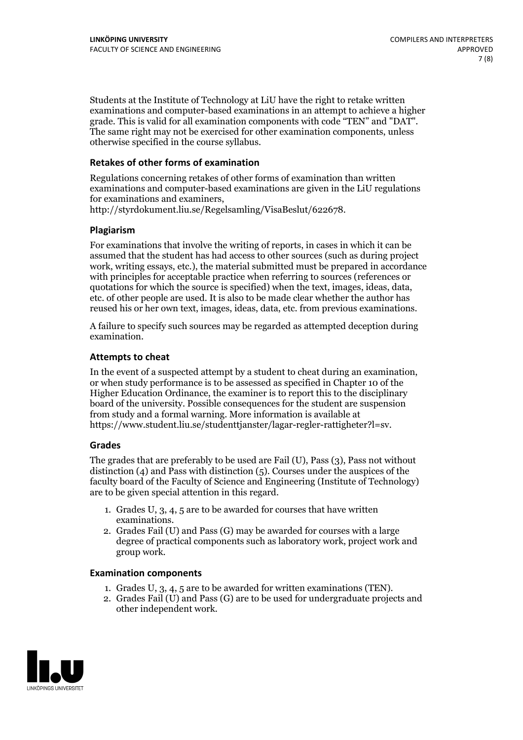Students at the Institute of Technology at LiU have the right to retake written examinations and computer-based examinations in an attempt to achieve a higher grade. This is valid for all examination components with code "TEN" and "DAT". The same right may not be exercised for other examination components, unless otherwise specified in the course syllabus.

### Retakes of other forms of examination

Regulations concerning retakes of other forms of examination than written examinations and computer-based examinations are given in the LiU regulations for examinations and examiners, http://styrdokument.liu.se/Regelsamling/VisaBeslut/622678.

### Plagiarism

For examinations that involve the writing of reports, in cases in which it can be assumed that the student has had access to other sources (such as during project work, writing essays, etc.), the material submitted must be prepared in accordance with principles for acceptable practice when referring to sources (references or quotations for which the source is specified) when the text, images, ideas, data, etc. of other people are used. It is also to be made clear whether the author has reused his or her own text, images, ideas, data, etc. from previous examinations.

A failure to specify such sources may be regarded as attempted deception during examination.

### Attempts to cheat

In the event of a suspected attempt by a student to cheat during an examination, or when study performance is to be assessed as specified in Chapter 10 of the Higher Education Ordinance, the examiner is to report this to the disciplinary board of the university. Possible consequences for the student are suspension from study and a formal warning. More information is available at https://www.student.liu.se/studenttjanster/lagar-regler-rattigheter?l=sv.

### Grades

The grades that are preferably to be used are Fail (U), Pass (3), Pass not without distinction (4) and Pass with distinction (5). Courses under the auspices of the faculty board of the Faculty of Science and Engineering (Institute of Technology) are to be given special attention in this regard.

1. Grades U, 3, 4, 5 are to be awarded for courses that have written examinations.
2. Grades Fail (U) and Pass (G) may be awarded for courses with a large degree of practical components such as laboratory work, project work and group work.

### Examination components

1. Grades U, 3, 4, 5 are to be awarded for written examinations (TEN).
2. Grades Fail (U) and Pass (G) are to be used for undergraduate projects and other independent work.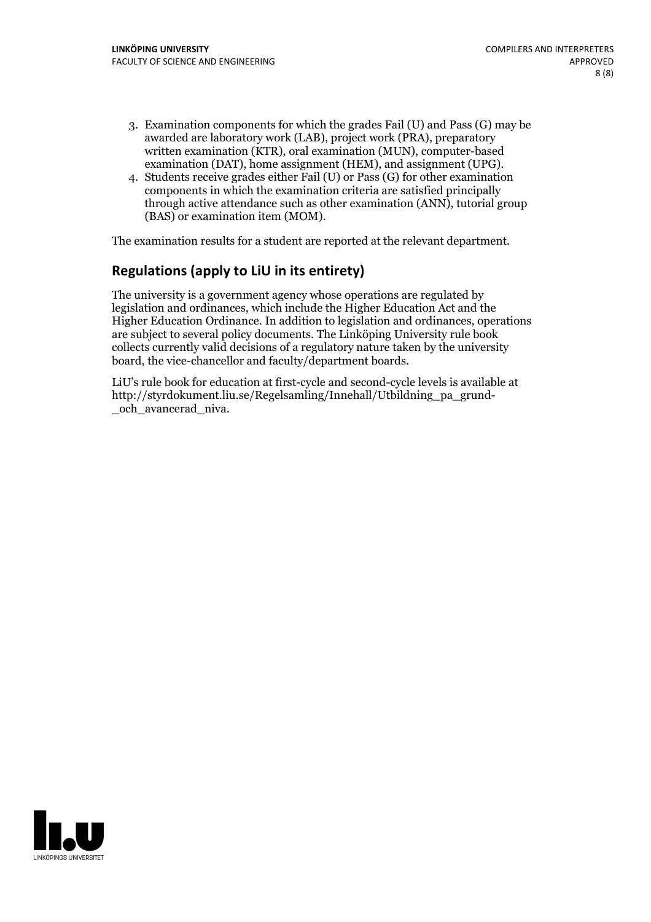3. Examination components for which the grades Fail (U) and Pass (G) may be awarded are laboratory work (LAB), project work (PRA), preparatory written examination (KTR), oral examination (MUN), computer-based examination (DAT), home assignment (HEM), and assignment (UPG).
4. Students receive grades either Fail (U) or Pass (G) for other examination components in which the examination criteria are satisfied principally through active attendance such as other examination (ANN), tutorial group (BAS) or examination item (MOM).

The examination results for a student are reported at the relevant department.

## Regulations (apply to LiU in its entirety)

The university is a government agency whose operations are regulated by legislation and ordinances, which include the Higher Education Act and the Higher Education Ordinance. In addition to legislation and ordinances, operations are subject to several policy documents. The Linköping University rule book collects currently valid decisions of a regulatory nature taken by the university board, the vice-chancellor and faculty/department boards.

LiU's rule book for education at first-cycle and second-cycle levels is available at http://styrdokument.liu.se/Regelsamling/Innehall/Utbildning_pa_grund-_och_avancerad_niva.